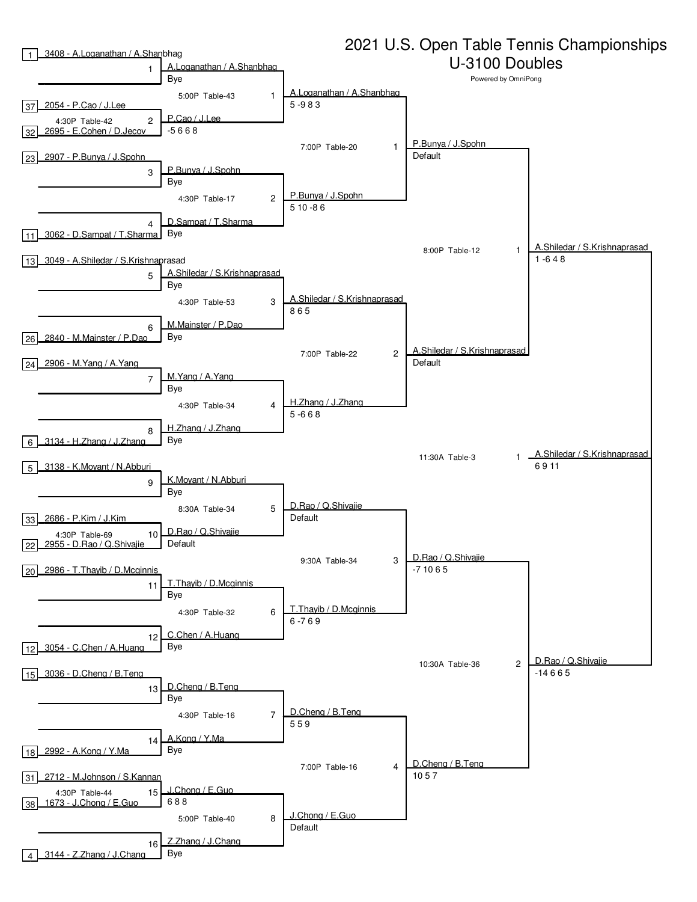# 2021 U.S. Open Table Tennis Championships

## U-3100 Doubles

Powered by OmniPong

### Seeded Entries

| Seed | Rating - Team |
|---|---|
| 1 | 3408 - A.Loganathan / A.Shanbhag |
| 37 | 2054 - P.Cao / J.Lee |
| 32 | 2695 - E.Cohen / D.Jecov |
| 23 | 2907 - P.Bunya / J.Spohn |
| 11 | 3062 - D.Sampat / T.Sharma |
| 13 | 3049 - A.Shiledar / S.Krishnaprasad |
| 26 | 2840 - M.Mainster / P.Dao |
| 24 | 2906 - M.Yang / A.Yang |
| 6 | 3134 - H.Zhang / J.Zhang |
| 5 | 3138 - K.Moyant / N.Abburi |
| 33 | 2686 - P.Kim / J.Kim |
| 22 | 2955 - D.Rao / Q.Shivajie |
| 20 | 2986 - T.Thayib / D.Mcginnis |
| 12 | 3054 - C.Chen / A.Huang |
| 15 | 3036 - D.Cheng / B.Teng |
| 18 | 2992 - A.Kong / Y.Ma |
| 31 | 2712 - M.Johnson / S.Kannan |
| 38 | 1673 - J.Chong / E.Guo |
| 4 | 3144 - Z.Zhang / J.Chang |

### First Round

| Match | Time / Table | Winner | Score |
|---|---|---|---|
| 1 | | A.Loganathan / A.Shanbhag | Bye |
| 2 | 4:30P Table-42 | P.Cao / J.Lee | -5 6 6 8 |
| 3 | | P.Bunya / J.Spohn | Bye |
| 4 | | D.Sampat / T.Sharma | Bye |
| 5 | | A.Shiledar / S.Krishnaprasad | Bye |
| 6 | | M.Mainster / P.Dao | Bye |
| 7 | | M.Yang / A.Yang | Bye |
| 8 | | H.Zhang / J.Zhang | Bye |
| 9 | | K.Moyant / N.Abburi | Bye |
| 10 | 4:30P Table-69 | D.Rao / Q.Shivajie | Default |
| 11 | | T.Thayib / D.Mcginnis | Bye |
| 12 | | C.Chen / A.Huang | Bye |
| 13 | | D.Cheng / B.Teng | Bye |
| 14 | | A.Kong / Y.Ma | Bye |
| 15 | 4:30P Table-44 | J.Chong / E.Guo | 6 8 8 |
| 16 | | Z.Zhang / J.Chang | Bye |

### Second Round

| Match | Time / Table | Winner | Score |
|---|---|---|---|
| 1 | 5:00P Table-43 | A.Loganathan / A.Shanbhag | 5 -9 8 3 |
| 2 | 4:30P Table-17 | P.Bunya / J.Spohn | 5 10 -8 6 |
| 3 | 4:30P Table-53 | A.Shiledar / S.Krishnaprasad | 8 6 5 |
| 4 | 4:30P Table-34 | H.Zhang / J.Zhang | 5 -6 6 8 |
| 5 | 8:30A Table-34 | D.Rao / Q.Shivajie | Default |
| 6 | 4:30P Table-32 | T.Thayib / D.Mcginnis | 6 -7 6 9 |
| 7 | 4:30P Table-16 | D.Cheng / B.Teng | 5 5 9 |
| 8 | 5:00P Table-40 | J.Chong / E.Guo | Default |

### Quarterfinals

| Match | Time / Table | Winner | Score |
|---|---|---|---|
| 1 | 7:00P Table-20 | P.Bunya / J.Spohn | Default |
| 2 | 7:00P Table-22 | A.Shiledar / S.Krishnaprasad | Default |
| 3 | 9:30A Table-34 | D.Rao / Q.Shivajie | -7 10 6 5 |
| 4 | 7:00P Table-16 | D.Cheng / B.Teng | 10 5 7 |

### Semifinals

| Match | Time / Table | Winner | Score |
|---|---|---|---|
| 1 | 8:00P Table-12 | A.Shiledar / S.Krishnaprasad | 1 -6 4 8 |
| 2 | 10:30A Table-36 | D.Rao / Q.Shivajie | -14 6 6 5 |

### Final

| Match | Time / Table | Winner | Score |
|---|---|---|---|
| 1 | 11:30A Table-3 | A.Shiledar / S.Krishnaprasad | 6 9 11 |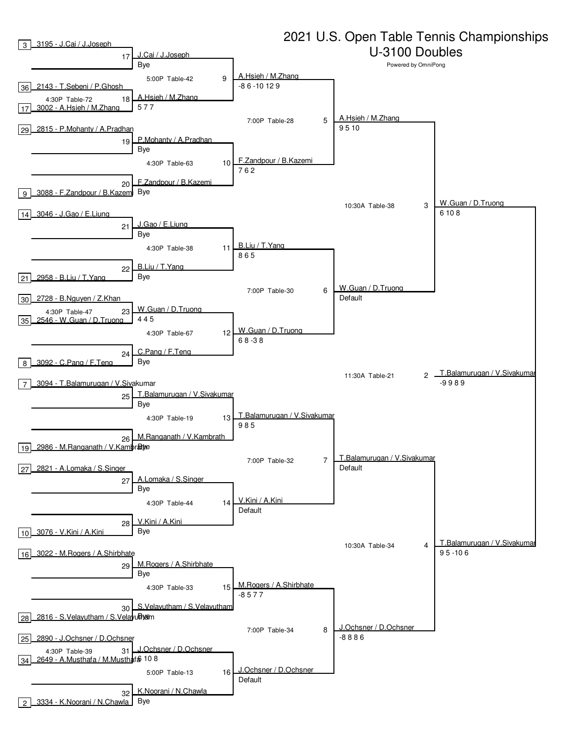# 2021 U.S. Open Table Tennis Championships

## U-3100 Doubles

Powered by OmniPong

### Round 1 (Seeded Entries)

| Seed | Rating - Team |
|---|---|
| 3 | 3195 - J.Cai / J.Joseph |
| 36 | 2143 - T.Sebeni / P.Ghosh |
| 17 | 3002 - A.Hsieh / M.Zhang |
| 29 | 2815 - P.Mohanty / A.Pradhan |
| 9 | 3088 - F.Zandpour / B.Kazemi |
| 14 | 3046 - J.Gao / E.Liung |
| 21 | 2958 - B.Liu / T.Yang |
| 30 | 2728 - B.Nguyen / Z.Khan |
| 35 | 2546 - W.Guan / D.Truong |
| 8 | 3092 - C.Pang / F.Teng |
| 7 | 3094 - T.Balamurugan / V.Sivakumar |
| 19 | 2986 - M.Ranganath / V.Kambrath |
| 27 | 2821 - A.Lomaka / S.Singer |
| 10 | 3076 - V.Kini / A.Kini |
| 16 | 3022 - M.Rogers / A.Shirbhate |
| 28 | 2816 - S.Velayutham / S.Velayutham |
| 25 | 2890 - J.Ochsner / D.Ochsner |
| 34 | 2649 - A.Musthafa / M.Musthafa |
| 2 | 3334 - K.Noorani / N.Chawla |

### Round of 32

| Match | Time / Table | Winner | Score |
|---|---|---|---|
| 17 | | J.Cai / J.Joseph | Bye |
| 18 | 4:30P Table-72 | A.Hsieh / M.Zhang | 5 7 7 |
| 19 | | P.Mohanty / A.Pradhan | Bye |
| 20 | | F.Zandpour / B.Kazemi | Bye |
| 21 | | J.Gao / E.Liung | Bye |
| 22 | | B.Liu / T.Yang | Bye |
| 23 | 4:30P Table-47 | W.Guan / D.Truong | 4 4 5 |
| 24 | | C.Pang / F.Teng | Bye |
| 25 | | T.Balamurugan / V.Sivakumar | Bye |
| 26 | | M.Ranganath / V.Kambrath | Bye |
| 27 | | A.Lomaka / S.Singer | Bye |
| 28 | | V.Kini / A.Kini | Bye |
| 29 | | M.Rogers / A.Shirbhate | Bye |
| 30 | | S.Velayutham / S.Velayutham | Bye |
| 31 | 4:30P Table-39 | J.Ochsner / D.Ochsner | 6 10 8 |
| 32 | | K.Noorani / N.Chawla | Bye |

### Round of 16

| Match | Time / Table | Winner | Score |
|---|---|---|---|
| 9 | 5:00P Table-42 | A.Hsieh / M.Zhang | -8 6 -10 12 9 |
| 10 | 4:30P Table-63 | F.Zandpour / B.Kazemi | 7 6 2 |
| 11 | 4:30P Table-38 | B.Liu / T.Yang | 8 6 5 |
| 12 | 4:30P Table-67 | W.Guan / D.Truong | 6 8 -3 8 |
| 13 | 4:30P Table-19 | T.Balamurugan / V.Sivakumar | 9 8 5 |
| 14 | 4:30P Table-44 | V.Kini / A.Kini | Default |
| 15 | 4:30P Table-33 | M.Rogers / A.Shirbhate | -8 5 7 7 |
| 16 | 5:00P Table-13 | J.Ochsner / D.Ochsner | Default |

### Quarterfinals

| Match | Time / Table | Winner | Score |
|---|---|---|---|
| 5 | 7:00P Table-28 | A.Hsieh / M.Zhang | 9 5 10 |
| 6 | 7:00P Table-30 | W.Guan / D.Truong | Default |
| 7 | 7:00P Table-32 | T.Balamurugan / V.Sivakumar | Default |
| 8 | 7:00P Table-34 | J.Ochsner / D.Ochsner | -8 8 8 6 |

### Semifinals

| Match | Time / Table | Winner | Score |
|---|---|---|---|
| 3 | 10:30A Table-38 | W.Guan / D.Truong | 6 10 8 |
| 4 | 10:30A Table-34 | T.Balamurugan / V.Sivakumar | 9 5 -10 6 |

### Final

| Match | Time / Table | Winner | Score |
|---|---|---|---|
| 2 | 11:30A Table-21 | T.Balamurugan / V.Sivakumar | -9 9 8 9 |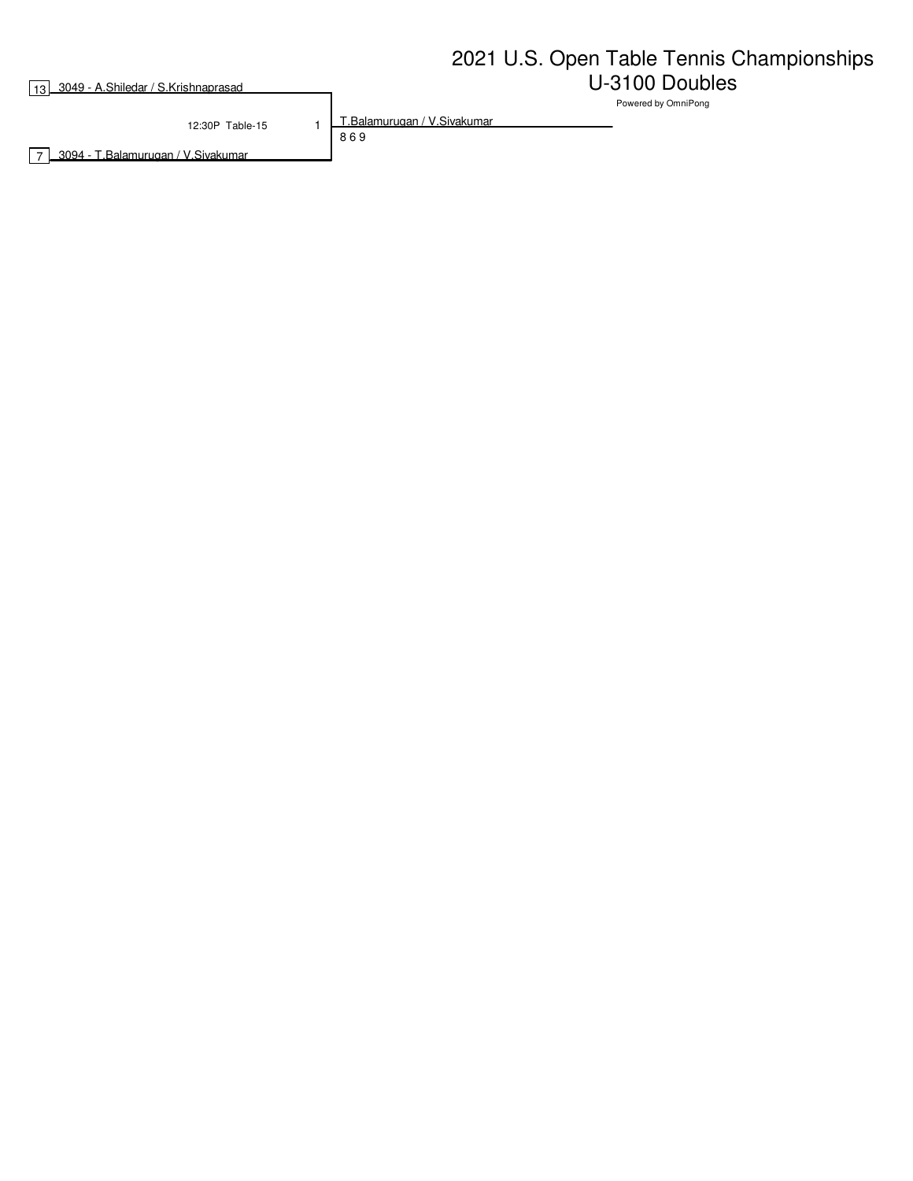# 2021 U.S. Open Table Tennis Championships

## U-3100 Doubles

Powered by OmniPong

13 3049 - A.Shiledar / S.Krishnaprasad

12:30P Table-15 1

T.Balamurugan / V.Sivakumar

8 6 9

7 3094 - T.Balamurugan / V.Sivakumar